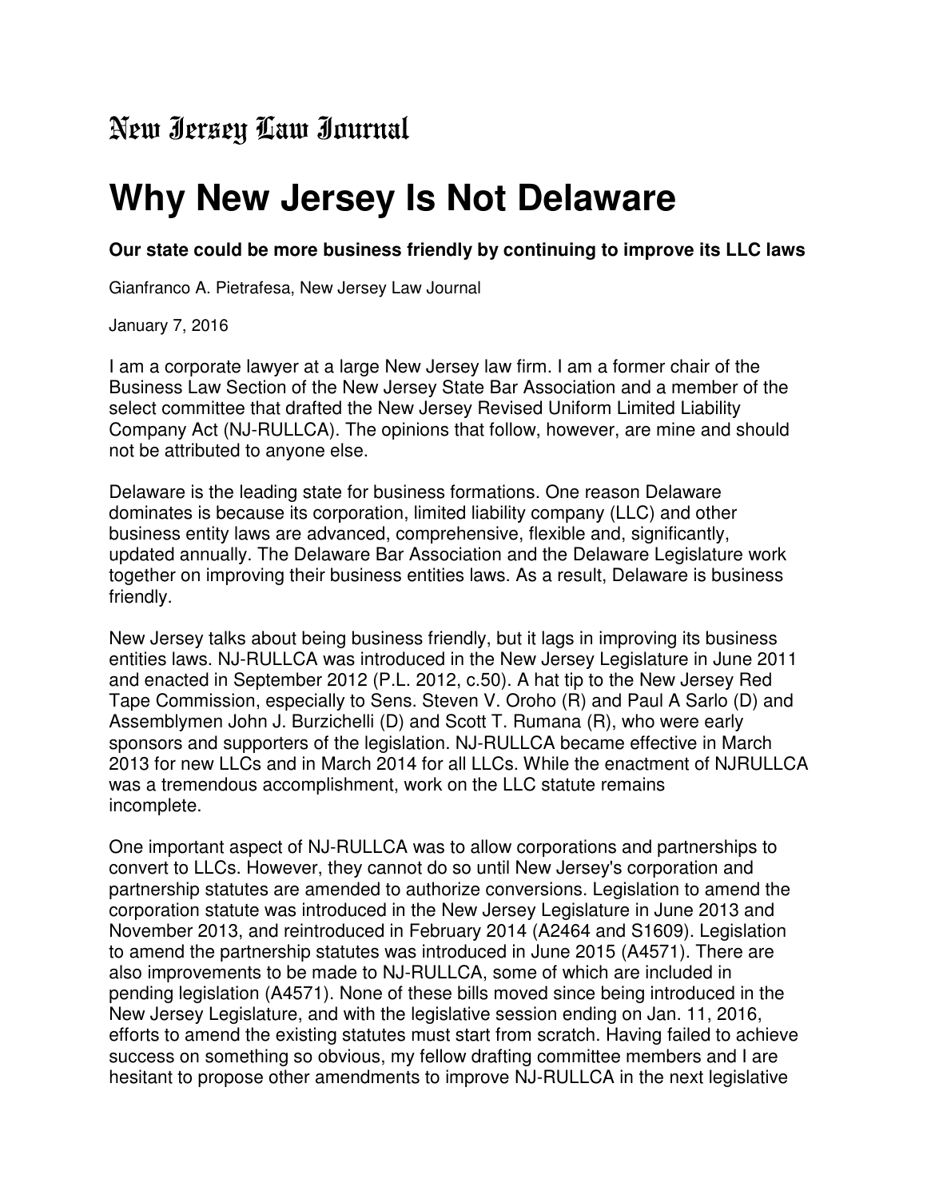New Jersey Law Journal

# Why New Jersey Is Not Delaware

**Our state could be more business friendly by continuing to improve its LLC laws**

Gianfranco A. Pietrafesa, New Jersey Law Journal

January 7, 2016

I am a corporate lawyer at a large New Jersey law firm. I am a former chair of the Business Law Section of the New Jersey State Bar Association and a member of the select committee that drafted the New Jersey Revised Uniform Limited Liability Company Act (NJ-RULLCA). The opinions that follow, however, are mine and should not be attributed to anyone else.

Delaware is the leading state for business formations. One reason Delaware dominates is because its corporation, limited liability company (LLC) and other business entity laws are advanced, comprehensive, flexible and, significantly, updated annually. The Delaware Bar Association and the Delaware Legislature work together on improving their business entities laws. As a result, Delaware is business friendly.

New Jersey talks about being business friendly, but it lags in improving its business entities laws. NJ-RULLCA was introduced in the New Jersey Legislature in June 2011 and enacted in September 2012 (P.L. 2012, c.50). A hat tip to the New Jersey Red Tape Commission, especially to Sens. Steven V. Oroho (R) and Paul A Sarlo (D) and Assemblymen John J. Burzichelli (D) and Scott T. Rumana (R), who were early sponsors and supporters of the legislation. NJ-RULLCA became effective in March 2013 for new LLCs and in March 2014 for all LLCs. While the enactment of NJRULLCA was a tremendous accomplishment, work on the LLC statute remains incomplete.

One important aspect of NJ-RULLCA was to allow corporations and partnerships to convert to LLCs. However, they cannot do so until New Jersey's corporation and partnership statutes are amended to authorize conversions. Legislation to amend the corporation statute was introduced in the New Jersey Legislature in June 2013 and November 2013, and reintroduced in February 2014 (A2464 and S1609). Legislation to amend the partnership statutes was introduced in June 2015 (A4571). There are also improvements to be made to NJ-RULLCA, some of which are included in pending legislation (A4571). None of these bills moved since being introduced in the New Jersey Legislature, and with the legislative session ending on Jan. 11, 2016, efforts to amend the existing statutes must start from scratch. Having failed to achieve success on something so obvious, my fellow drafting committee members and I are hesitant to propose other amendments to improve NJ-RULLCA in the next legislative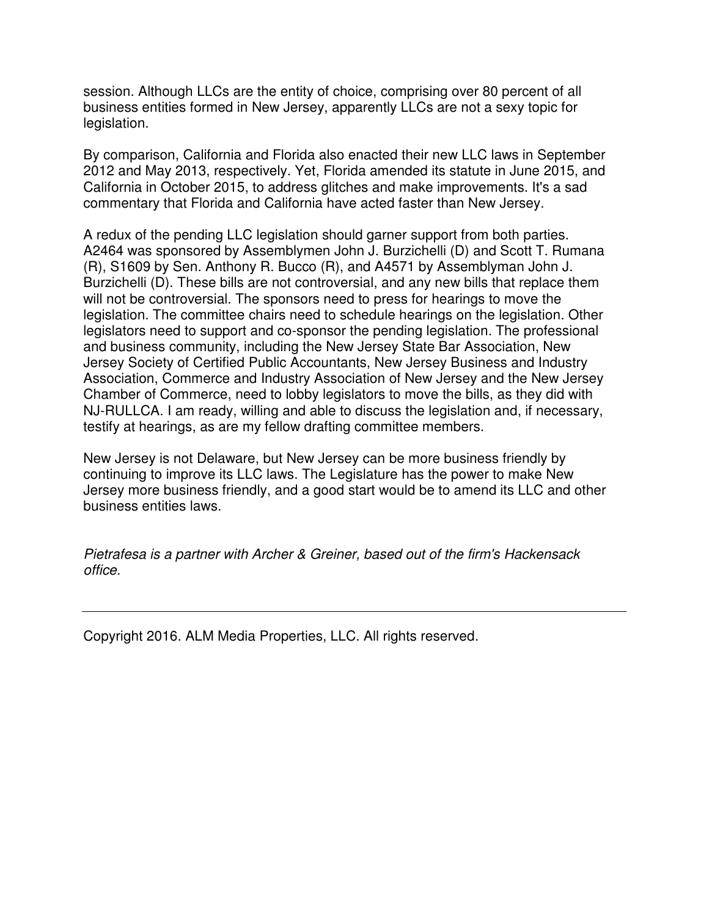session. Although LLCs are the entity of choice, comprising over 80 percent of all business entities formed in New Jersey, apparently LLCs are not a sexy topic for legislation.

By comparison, California and Florida also enacted their new LLC laws in September 2012 and May 2013, respectively. Yet, Florida amended its statute in June 2015, and California in October 2015, to address glitches and make improvements. It's a sad commentary that Florida and California have acted faster than New Jersey.

A redux of the pending LLC legislation should garner support from both parties. A2464 was sponsored by Assemblymen John J. Burzichelli (D) and Scott T. Rumana (R), S1609 by Sen. Anthony R. Bucco (R), and A4571 by Assemblyman John J. Burzichelli (D). These bills are not controversial, and any new bills that replace them will not be controversial. The sponsors need to press for hearings to move the legislation. The committee chairs need to schedule hearings on the legislation. Other legislators need to support and co-sponsor the pending legislation. The professional and business community, including the New Jersey State Bar Association, New Jersey Society of Certified Public Accountants, New Jersey Business and Industry Association, Commerce and Industry Association of New Jersey and the New Jersey Chamber of Commerce, need to lobby legislators to move the bills, as they did with NJ-RULLCA. I am ready, willing and able to discuss the legislation and, if necessary, testify at hearings, as are my fellow drafting committee members.

New Jersey is not Delaware, but New Jersey can be more business friendly by continuing to improve its LLC laws. The Legislature has the power to make New Jersey more business friendly, and a good start would be to amend its LLC and other business entities laws.

*Pietrafesa is a partner with Archer & Greiner, based out of the firm's Hackensack office.*

---

Copyright 2016. ALM Media Properties, LLC. All rights reserved.